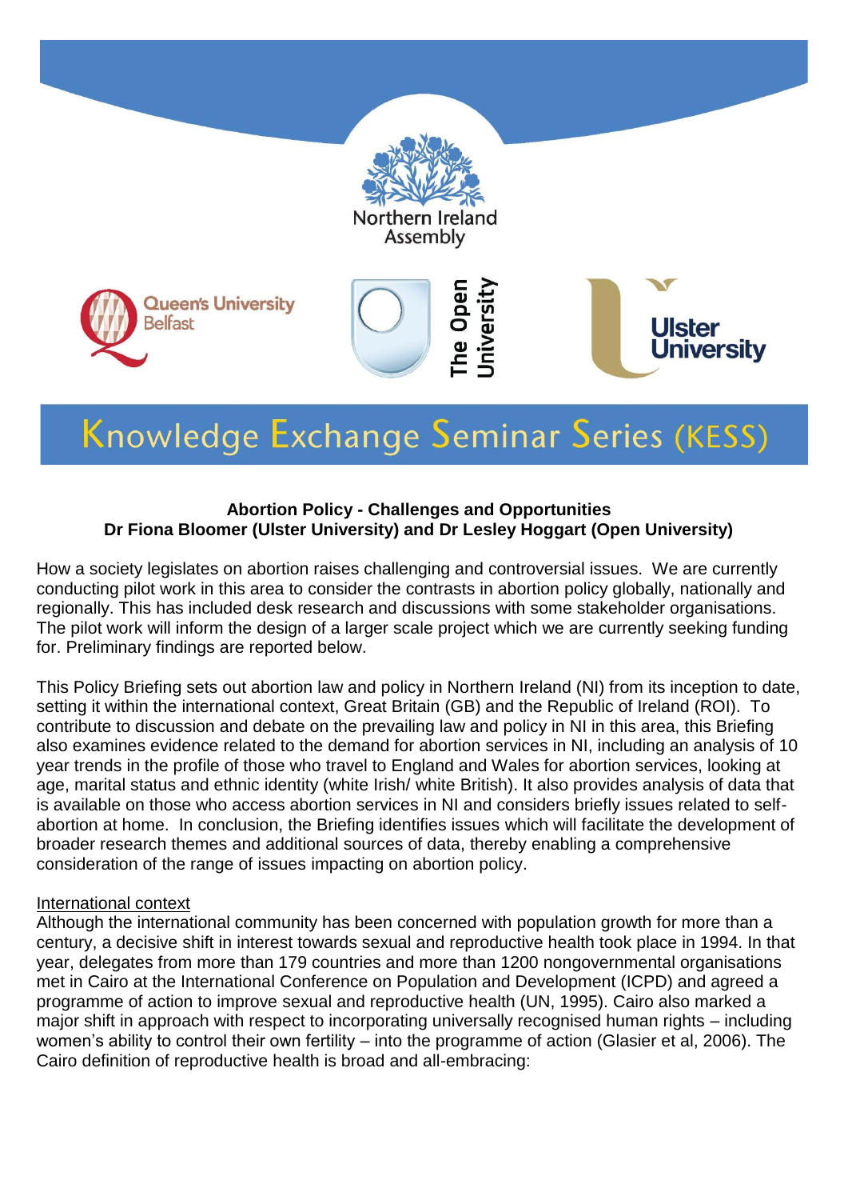Northern Ireland Assembly

Queen's University Belfast | The Open University | Ulster University

# Knowledge Exchange Seminar Series (KESS)

**Abortion Policy - Challenges and Opportunities**
**Dr Fiona Bloomer (Ulster University) and Dr Lesley Hoggart (Open University)**

How a society legislates on abortion raises challenging and controversial issues. We are currently conducting pilot work in this area to consider the contrasts in abortion policy globally, nationally and regionally. This has included desk research and discussions with some stakeholder organisations. The pilot work will inform the design of a larger scale project which we are currently seeking funding for. Preliminary findings are reported below.

This Policy Briefing sets out abortion law and policy in Northern Ireland (NI) from its inception to date, setting it within the international context, Great Britain (GB) and the Republic of Ireland (ROI). To contribute to discussion and debate on the prevailing law and policy in NI in this area, this Briefing also examines evidence related to the demand for abortion services in NI, including an analysis of 10 year trends in the profile of those who travel to England and Wales for abortion services, looking at age, marital status and ethnic identity (white Irish/ white British). It also provides analysis of data that is available on those who access abortion services in NI and considers briefly issues related to self-abortion at home. In conclusion, the Briefing identifies issues which will facilitate the development of broader research themes and additional sources of data, thereby enabling a comprehensive consideration of the range of issues impacting on abortion policy.

## International context

Although the international community has been concerned with population growth for more than a century, a decisive shift in interest towards sexual and reproductive health took place in 1994. In that year, delegates from more than 179 countries and more than 1200 nongovernmental organisations met in Cairo at the International Conference on Population and Development (ICPD) and agreed a programme of action to improve sexual and reproductive health (UN, 1995). Cairo also marked a major shift in approach with respect to incorporating universally recognised human rights – including women's ability to control their own fertility – into the programme of action (Glasier et al, 2006). The Cairo definition of reproductive health is broad and all-embracing: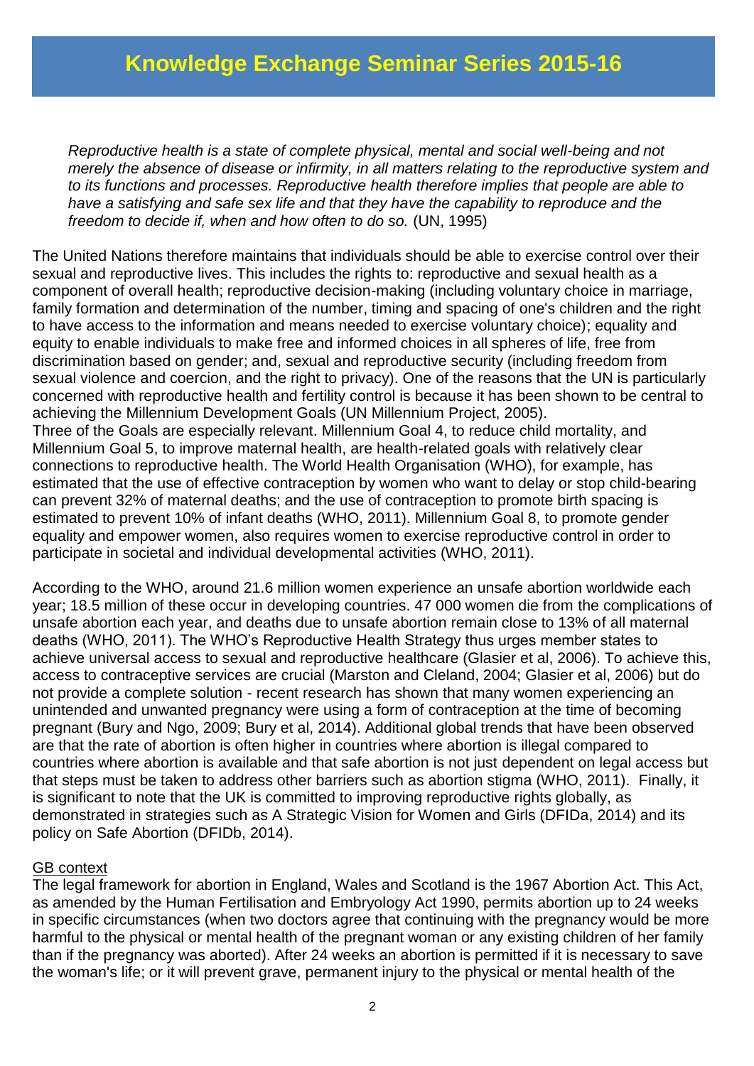# Knowledge Exchange Seminar Series 2015-16

*Reproductive health is a state of complete physical, mental and social well-being and not merely the absence of disease or infirmity, in all matters relating to the reproductive system and to its functions and processes. Reproductive health therefore implies that people are able to have a satisfying and safe sex life and that they have the capability to reproduce and the freedom to decide if, when and how often to do so.* (UN, 1995)

The United Nations therefore maintains that individuals should be able to exercise control over their sexual and reproductive lives. This includes the rights to: reproductive and sexual health as a component of overall health; reproductive decision-making (including voluntary choice in marriage, family formation and determination of the number, timing and spacing of one's children and the right to have access to the information and means needed to exercise voluntary choice); equality and equity to enable individuals to make free and informed choices in all spheres of life, free from discrimination based on gender; and, sexual and reproductive security (including freedom from sexual violence and coercion, and the right to privacy). One of the reasons that the UN is particularly concerned with reproductive health and fertility control is because it has been shown to be central to achieving the Millennium Development Goals (UN Millennium Project, 2005).
Three of the Goals are especially relevant. Millennium Goal 4, to reduce child mortality, and Millennium Goal 5, to improve maternal health, are health-related goals with relatively clear connections to reproductive health. The World Health Organisation (WHO), for example, has estimated that the use of effective contraception by women who want to delay or stop child-bearing can prevent 32% of maternal deaths; and the use of contraception to promote birth spacing is estimated to prevent 10% of infant deaths (WHO, 2011). Millennium Goal 8, to promote gender equality and empower women, also requires women to exercise reproductive control in order to participate in societal and individual developmental activities (WHO, 2011).

According to the WHO, around 21.6 million women experience an unsafe abortion worldwide each year; 18.5 million of these occur in developing countries. 47 000 women die from the complications of unsafe abortion each year, and deaths due to unsafe abortion remain close to 13% of all maternal deaths (WHO, 2011). The WHO's Reproductive Health Strategy thus urges member states to achieve universal access to sexual and reproductive healthcare (Glasier et al, 2006). To achieve this, access to contraceptive services are crucial (Marston and Cleland, 2004; Glasier et al, 2006) but do not provide a complete solution - recent research has shown that many women experiencing an unintended and unwanted pregnancy were using a form of contraception at the time of becoming pregnant (Bury and Ngo, 2009; Bury et al, 2014). Additional global trends that have been observed are that the rate of abortion is often higher in countries where abortion is illegal compared to countries where abortion is available and that safe abortion is not just dependent on legal access but that steps must be taken to address other barriers such as abortion stigma (WHO, 2011). Finally, it is significant to note that the UK is committed to improving reproductive rights globally, as demonstrated in strategies such as A Strategic Vision for Women and Girls (DFIDa, 2014) and its policy on Safe Abortion (DFIDb, 2014).

<u>GB context</u>
The legal framework for abortion in England, Wales and Scotland is the 1967 Abortion Act. This Act, as amended by the Human Fertilisation and Embryology Act 1990, permits abortion up to 24 weeks in specific circumstances (when two doctors agree that continuing with the pregnancy would be more harmful to the physical or mental health of the pregnant woman or any existing children of her family than if the pregnancy was aborted). After 24 weeks an abortion is permitted if it is necessary to save the woman's life; or it will prevent grave, permanent injury to the physical or mental health of the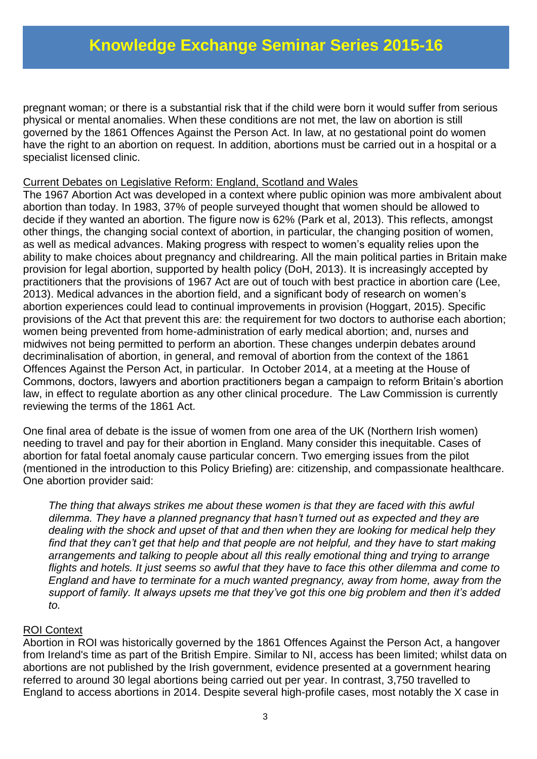pregnant woman; or there is a substantial risk that if the child were born it would suffer from serious physical or mental anomalies. When these conditions are not met, the law on abortion is still governed by the 1861 Offences Against the Person Act. In law, at no gestational point do women have the right to an abortion on request. In addition, abortions must be carried out in a hospital or a specialist licensed clinic.

## Current Debates on Legislative Reform: England, Scotland and Wales

The 1967 Abortion Act was developed in a context where public opinion was more ambivalent about abortion than today. In 1983, 37% of people surveyed thought that women should be allowed to decide if they wanted an abortion. The figure now is 62% (Park et al, 2013). This reflects, amongst other things, the changing social context of abortion, in particular, the changing position of women, as well as medical advances. Making progress with respect to women's equality relies upon the ability to make choices about pregnancy and childrearing. All the main political parties in Britain make provision for legal abortion, supported by health policy (DoH, 2013). It is increasingly accepted by practitioners that the provisions of 1967 Act are out of touch with best practice in abortion care (Lee, 2013). Medical advances in the abortion field, and a significant body of research on women's abortion experiences could lead to continual improvements in provision (Hoggart, 2015). Specific provisions of the Act that prevent this are: the requirement for two doctors to authorise each abortion; women being prevented from home-administration of early medical abortion; and, nurses and midwives not being permitted to perform an abortion. These changes underpin debates around decriminalisation of abortion, in general, and removal of abortion from the context of the 1861 Offences Against the Person Act, in particular. In October 2014, at a meeting at the House of Commons, doctors, lawyers and abortion practitioners began a campaign to reform Britain's abortion law, in effect to regulate abortion as any other clinical procedure. The Law Commission is currently reviewing the terms of the 1861 Act.

One final area of debate is the issue of women from one area of the UK (Northern Irish women) needing to travel and pay for their abortion in England. Many consider this inequitable. Cases of abortion for fatal foetal anomaly cause particular concern. Two emerging issues from the pilot (mentioned in the introduction to this Policy Briefing) are: citizenship, and compassionate healthcare. One abortion provider said:

> *The thing that always strikes me about these women is that they are faced with this awful dilemma. They have a planned pregnancy that hasn't turned out as expected and they are dealing with the shock and upset of that and then when they are looking for medical help they find that they can't get that help and that people are not helpful, and they have to start making arrangements and talking to people about all this really emotional thing and trying to arrange flights and hotels. It just seems so awful that they have to face this other dilemma and come to England and have to terminate for a much wanted pregnancy, away from home, away from the support of family. It always upsets me that they've got this one big problem and then it's added to.*

## ROI Context

Abortion in ROI was historically governed by the 1861 Offences Against the Person Act, a hangover from Ireland's time as part of the British Empire. Similar to NI, access has been limited; whilst data on abortions are not published by the Irish government, evidence presented at a government hearing referred to around 30 legal abortions being carried out per year. In contrast, 3,750 travelled to England to access abortions in 2014. Despite several high-profile cases, most notably the X case in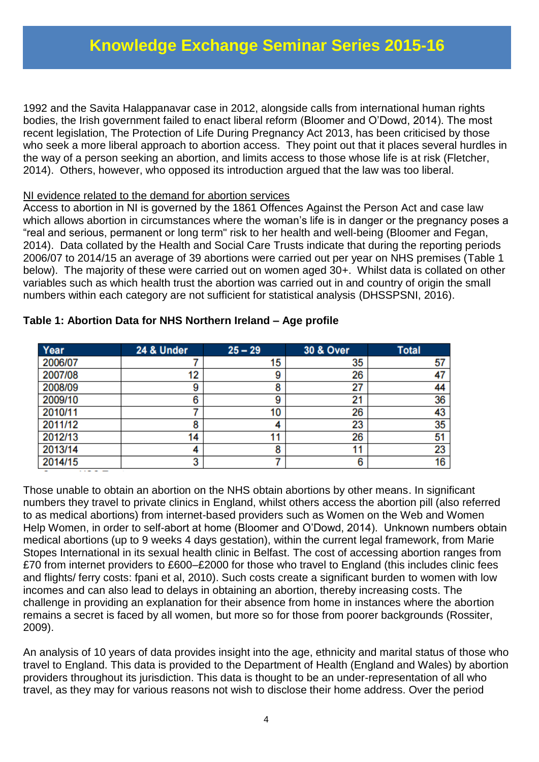1992 and the Savita Halappanavar case in 2012, alongside calls from international human rights bodies, the Irish government failed to enact liberal reform (Bloomer and O'Dowd, 2014). The most recent legislation, The Protection of Life During Pregnancy Act 2013, has been criticised by those who seek a more liberal approach to abortion access. They point out that it places several hurdles in the way of a person seeking an abortion, and limits access to those whose life is at risk (Fletcher, 2014). Others, however, who opposed its introduction argued that the law was too liberal.

NI evidence related to the demand for abortion services

Access to abortion in NI is governed by the 1861 Offences Against the Person Act and case law which allows abortion in circumstances where the woman's life is in danger or the pregnancy poses a "real and serious, permanent or long term" risk to her health and well-being (Bloomer and Fegan, 2014). Data collated by the Health and Social Care Trusts indicate that during the reporting periods 2006/07 to 2014/15 an average of 39 abortions were carried out per year on NHS premises (Table 1 below). The majority of these were carried out on women aged 30+. Whilst data is collated on other variables such as which health trust the abortion was carried out in and country of origin the small numbers within each category are not sufficient for statistical analysis (DHSSPSNI, 2016).

**Table 1: Abortion Data for NHS Northern Ireland – Age profile**

| Year | 24 & Under | 25 – 29 | 30 & Over | Total |
|---|---|---|---|---|
| 2006/07 | 7 | 15 | 35 | 57 |
| 2007/08 | 12 | 9 | 26 | 47 |
| 2008/09 | 9 | 8 | 27 | 44 |
| 2009/10 | 6 | 9 | 21 | 36 |
| 2010/11 | 7 | 10 | 26 | 43 |
| 2011/12 | 8 | 4 | 23 | 35 |
| 2012/13 | 14 | 11 | 26 | 51 |
| 2013/14 | 4 | 8 | 11 | 23 |
| 2014/15 | 3 | 7 | 6 | 16 |

Those unable to obtain an abortion on the NHS obtain abortions by other means. In significant numbers they travel to private clinics in England, whilst others access the abortion pill (also referred to as medical abortions) from internet-based providers such as Women on the Web and Women Help Women, in order to self-abort at home (Bloomer and O'Dowd, 2014). Unknown numbers obtain medical abortions (up to 9 weeks 4 days gestation), within the current legal framework, from Marie Stopes International in its sexual health clinic in Belfast. The cost of accessing abortion ranges from £70 from internet providers to £600–£2000 for those who travel to England (this includes clinic fees and flights/ ferry costs: fpani et al, 2010). Such costs create a significant burden to women with low incomes and can also lead to delays in obtaining an abortion, thereby increasing costs. The challenge in providing an explanation for their absence from home in instances where the abortion remains a secret is faced by all women, but more so for those from poorer backgrounds (Rossiter, 2009).

An analysis of 10 years of data provides insight into the age, ethnicity and marital status of those who travel to England. This data is provided to the Department of Health (England and Wales) by abortion providers throughout its jurisdiction. This data is thought to be an under-representation of all who travel, as they may for various reasons not wish to disclose their home address. Over the period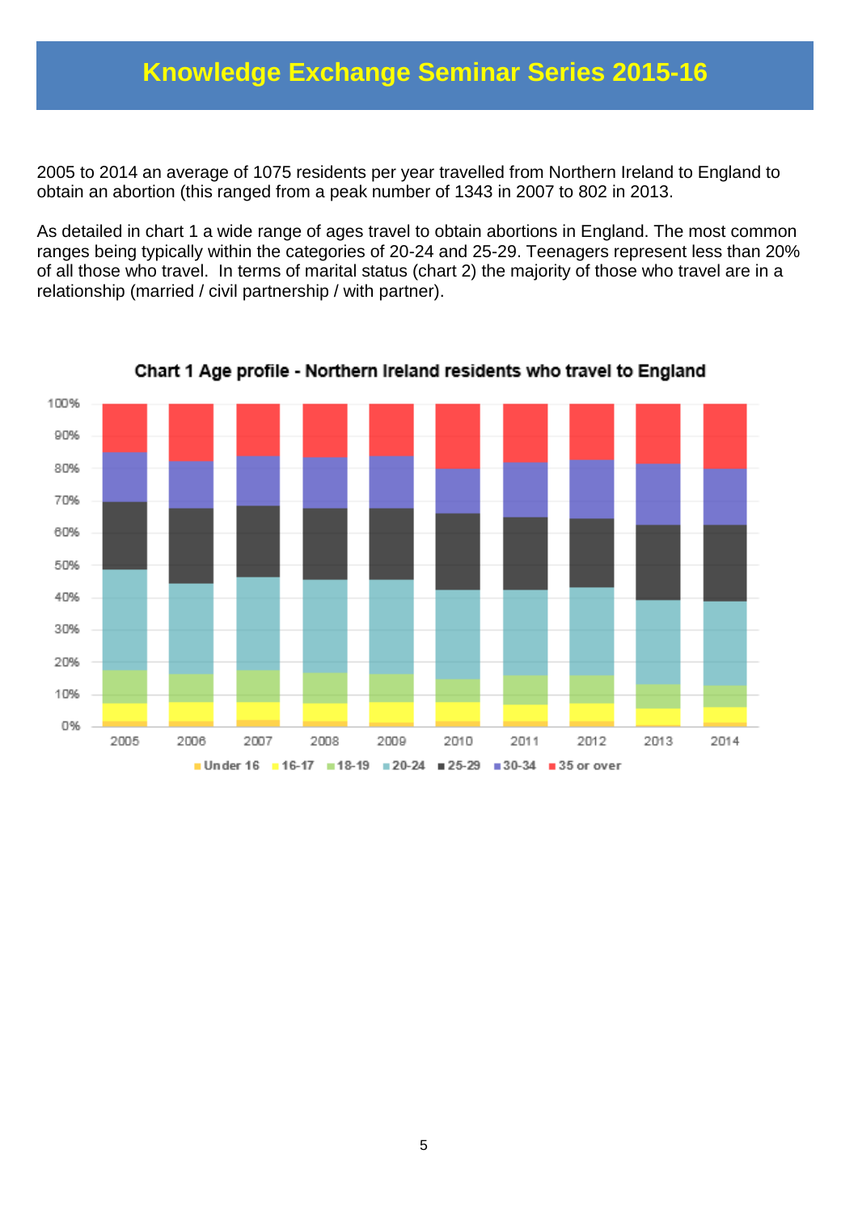# Knowledge Exchange Seminar Series 2015-16

2005 to 2014 an average of 1075 residents per year travelled from Northern Ireland to England to obtain an abortion (this ranged from a peak number of 1343 in 2007 to 802 in 2013.

As detailed in chart 1 a wide range of ages travel to obtain abortions in England. The most common ranges being typically within the categories of 20-24 and 25-29. Teenagers represent less than 20% of all those who travel. In terms of marital status (chart 2) the majority of those who travel are in a relationship (married / civil partnership / with partner).

**Chart 1 Age profile - Northern Ireland residents who travel to England**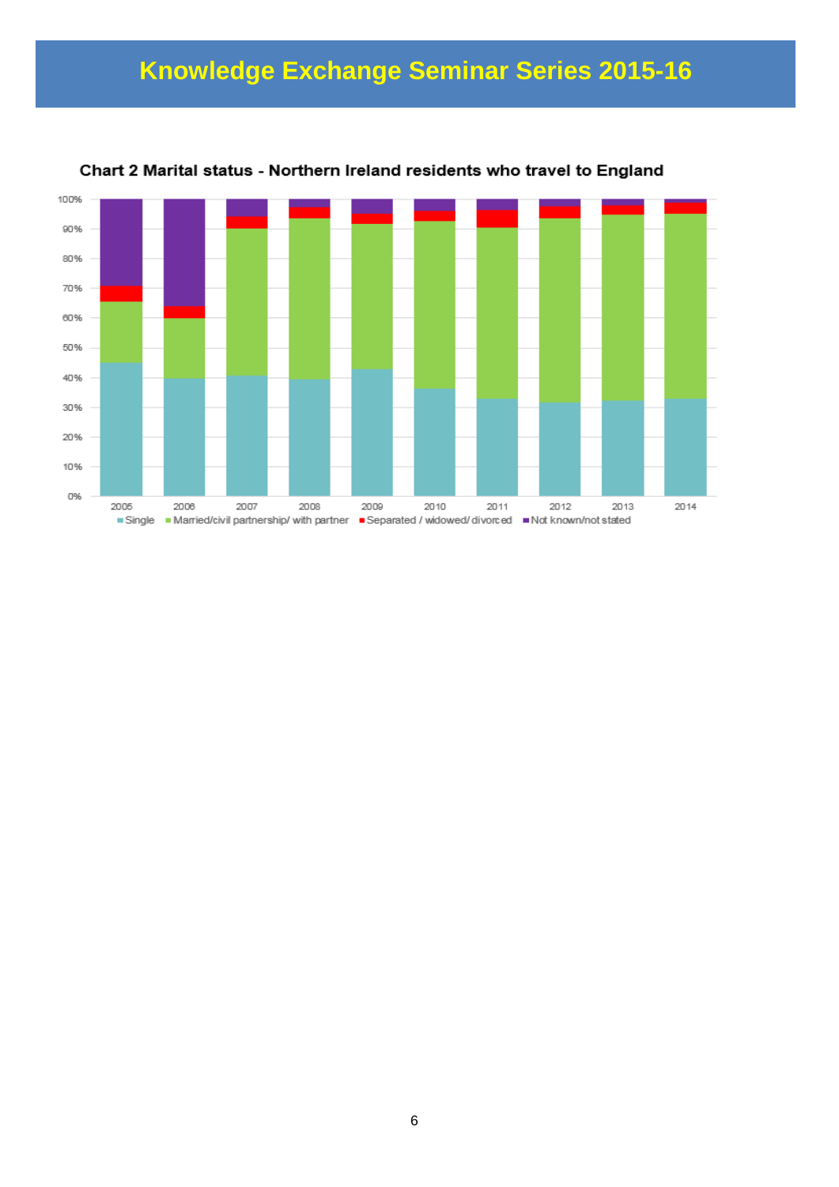Knowledge Exchange Seminar Series 2015-16

**Chart 2 Marital status - Northern Ireland residents who travel to England**

100%
90%
80%
70%
60%
50%
40%
30%
20%
10%
0%

2005 2006 2007 2008 2009 2010 2011 2012 2013 2014

■ Single ■ Married/civil partnership/ with partner ■ Separated / widowed/ divorced ■ Not known/not stated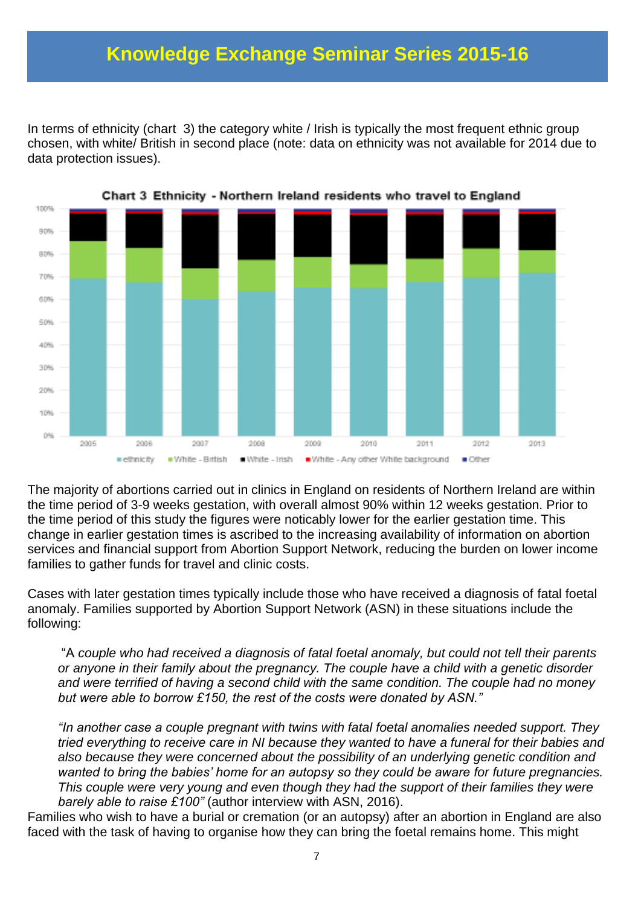# Knowledge Exchange Seminar Series 2015-16

In terms of ethnicity (chart 3) the category white / Irish is typically the most frequent ethnic group chosen, with white/ British in second place (note: data on ethnicity was not available for 2014 due to data protection issues).

**Chart 3 Ethnicity - Northern Ireland residents who travel to England**

The majority of abortions carried out in clinics in England on residents of Northern Ireland are within the time period of 3-9 weeks gestation, with overall almost 90% within 12 weeks gestation. Prior to the time period of this study the figures were noticably lower for the earlier gestation time. This change in earlier gestation times is ascribed to the increasing availability of information on abortion services and financial support from Abortion Support Network, reducing the burden on lower income families to gather funds for travel and clinic costs.

Cases with later gestation times typically include those who have received a diagnosis of fatal foetal anomaly. Families supported by Abortion Support Network (ASN) in these situations include the following:

> "A *couple who had received a diagnosis of fatal foetal anomaly, but could not tell their parents or anyone in their family about the pregnancy. The couple have a child with a genetic disorder and were terrified of having a second child with the same condition. The couple had no money but were able to borrow £150, the rest of the costs were donated by ASN."*
>
> *"In another case a couple pregnant with twins with fatal foetal anomalies needed support. They tried everything to receive care in NI because they wanted to have a funeral for their babies and also because they were concerned about the possibility of an underlying genetic condition and wanted to bring the babies' home for an autopsy so they could be aware for future pregnancies. This couple were very young and even though they had the support of their families they were barely able to raise £100"* (author interview with ASN, 2016).

Families who wish to have a burial or cremation (or an autopsy) after an abortion in England are also faced with the task of having to organise how they can bring the foetal remains home. This might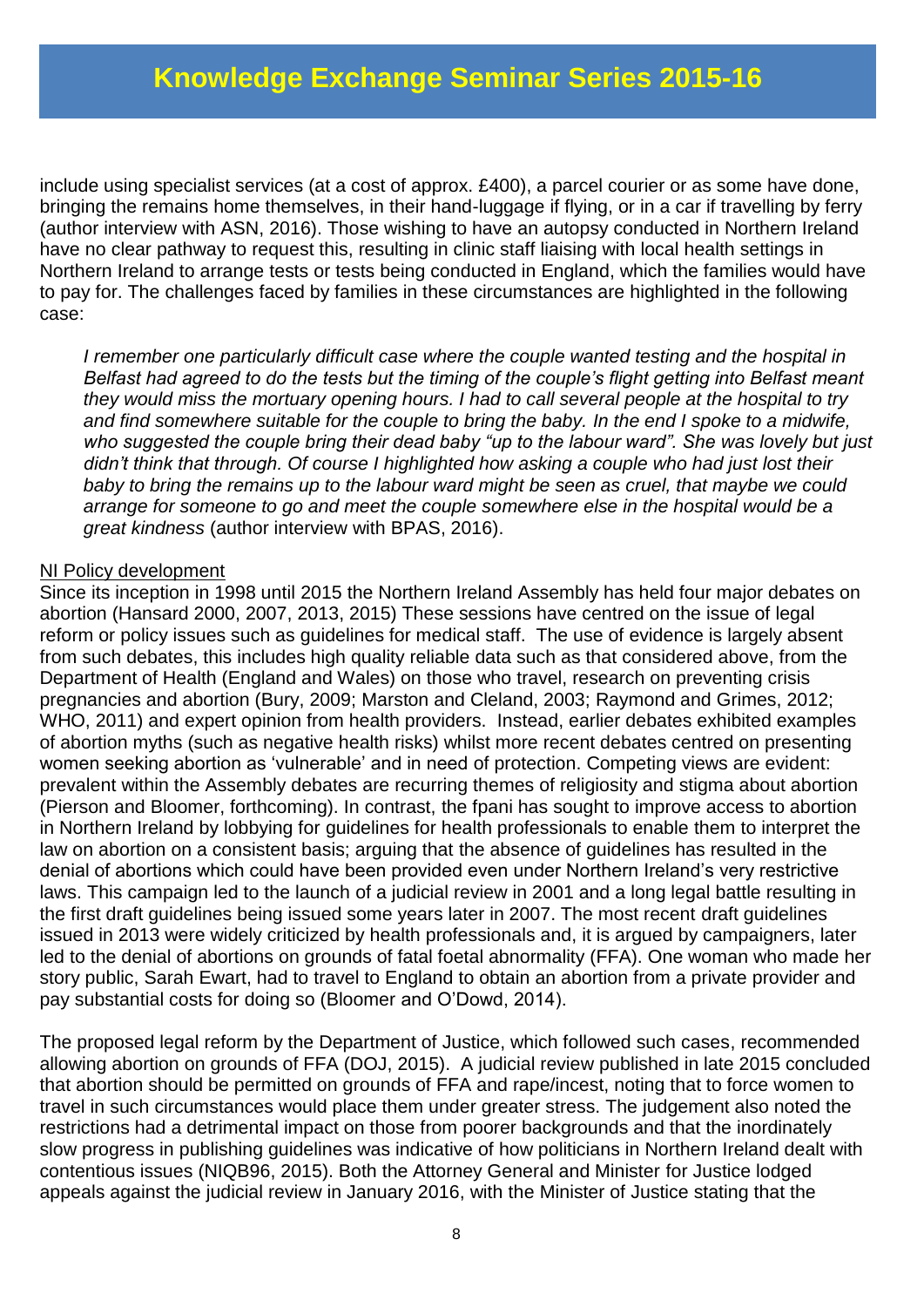include using specialist services (at a cost of approx. £400), a parcel courier or as some have done, bringing the remains home themselves, in their hand-luggage if flying, or in a car if travelling by ferry (author interview with ASN, 2016). Those wishing to have an autopsy conducted in Northern Ireland have no clear pathway to request this, resulting in clinic staff liaising with local health settings in Northern Ireland to arrange tests or tests being conducted in England, which the families would have to pay for. The challenges faced by families in these circumstances are highlighted in the following case:

> *I remember one particularly difficult case where the couple wanted testing and the hospital in Belfast had agreed to do the tests but the timing of the couple's flight getting into Belfast meant they would miss the mortuary opening hours. I had to call several people at the hospital to try and find somewhere suitable for the couple to bring the baby. In the end I spoke to a midwife, who suggested the couple bring their dead baby "up to the labour ward". She was lovely but just didn't think that through. Of course I highlighted how asking a couple who had just lost their baby to bring the remains up to the labour ward might be seen as cruel, that maybe we could arrange for someone to go and meet the couple somewhere else in the hospital would be a great kindness* (author interview with BPAS, 2016).

## NI Policy development

Since its inception in 1998 until 2015 the Northern Ireland Assembly has held four major debates on abortion (Hansard 2000, 2007, 2013, 2015) These sessions have centred on the issue of legal reform or policy issues such as guidelines for medical staff. The use of evidence is largely absent from such debates, this includes high quality reliable data such as that considered above, from the Department of Health (England and Wales) on those who travel, research on preventing crisis pregnancies and abortion (Bury, 2009; Marston and Cleland, 2003; Raymond and Grimes, 2012; WHO, 2011) and expert opinion from health providers. Instead, earlier debates exhibited examples of abortion myths (such as negative health risks) whilst more recent debates centred on presenting women seeking abortion as 'vulnerable' and in need of protection. Competing views are evident: prevalent within the Assembly debates are recurring themes of religiosity and stigma about abortion (Pierson and Bloomer, forthcoming). In contrast, the fpani has sought to improve access to abortion in Northern Ireland by lobbying for guidelines for health professionals to enable them to interpret the law on abortion on a consistent basis; arguing that the absence of guidelines has resulted in the denial of abortions which could have been provided even under Northern Ireland's very restrictive laws. This campaign led to the launch of a judicial review in 2001 and a long legal battle resulting in the first draft guidelines being issued some years later in 2007. The most recent draft guidelines issued in 2013 were widely criticized by health professionals and, it is argued by campaigners, later led to the denial of abortions on grounds of fatal foetal abnormality (FFA). One woman who made her story public, Sarah Ewart, had to travel to England to obtain an abortion from a private provider and pay substantial costs for doing so (Bloomer and O'Dowd, 2014).

The proposed legal reform by the Department of Justice, which followed such cases, recommended allowing abortion on grounds of FFA (DOJ, 2015). A judicial review published in late 2015 concluded that abortion should be permitted on grounds of FFA and rape/incest, noting that to force women to travel in such circumstances would place them under greater stress. The judgement also noted the restrictions had a detrimental impact on those from poorer backgrounds and that the inordinately slow progress in publishing guidelines was indicative of how politicians in Northern Ireland dealt with contentious issues (NIQB96, 2015). Both the Attorney General and Minister for Justice lodged appeals against the judicial review in January 2016, with the Minister of Justice stating that the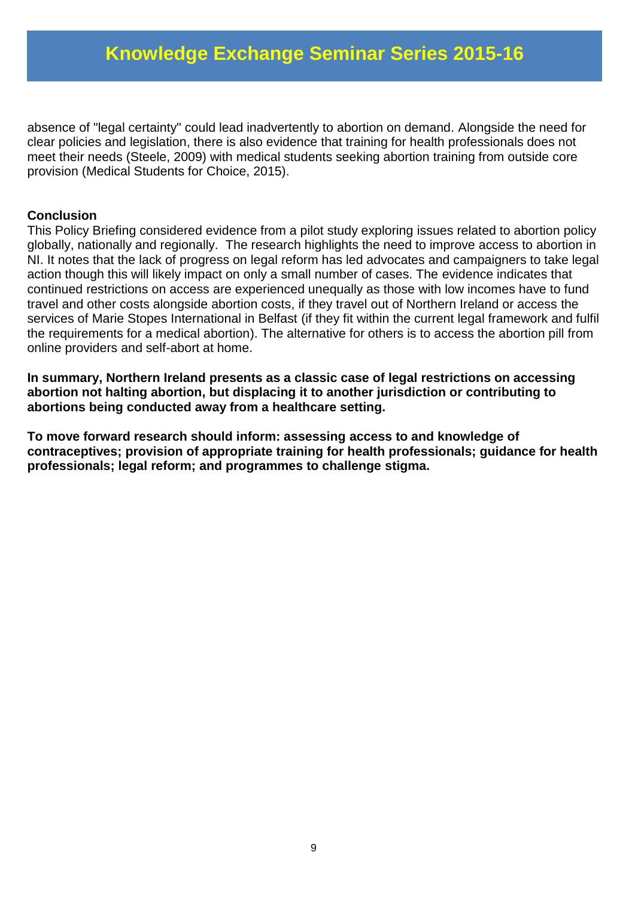absence of "legal certainty" could lead inadvertently to abortion on demand. Alongside the need for clear policies and legislation, there is also evidence that training for health professionals does not meet their needs (Steele, 2009) with medical students seeking abortion training from outside core provision (Medical Students for Choice, 2015).

**Conclusion**

This Policy Briefing considered evidence from a pilot study exploring issues related to abortion policy globally, nationally and regionally. The research highlights the need to improve access to abortion in NI. It notes that the lack of progress on legal reform has led advocates and campaigners to take legal action though this will likely impact on only a small number of cases. The evidence indicates that continued restrictions on access are experienced unequally as those with low incomes have to fund travel and other costs alongside abortion costs, if they travel out of Northern Ireland or access the services of Marie Stopes International in Belfast (if they fit within the current legal framework and fulfil the requirements for a medical abortion). The alternative for others is to access the abortion pill from online providers and self-abort at home.

**In summary, Northern Ireland presents as a classic case of legal restrictions on accessing abortion not halting abortion, but displacing it to another jurisdiction or contributing to abortions being conducted away from a healthcare setting.**

**To move forward research should inform: assessing access to and knowledge of contraceptives; provision of appropriate training for health professionals; guidance for health professionals; legal reform; and programmes to challenge stigma.**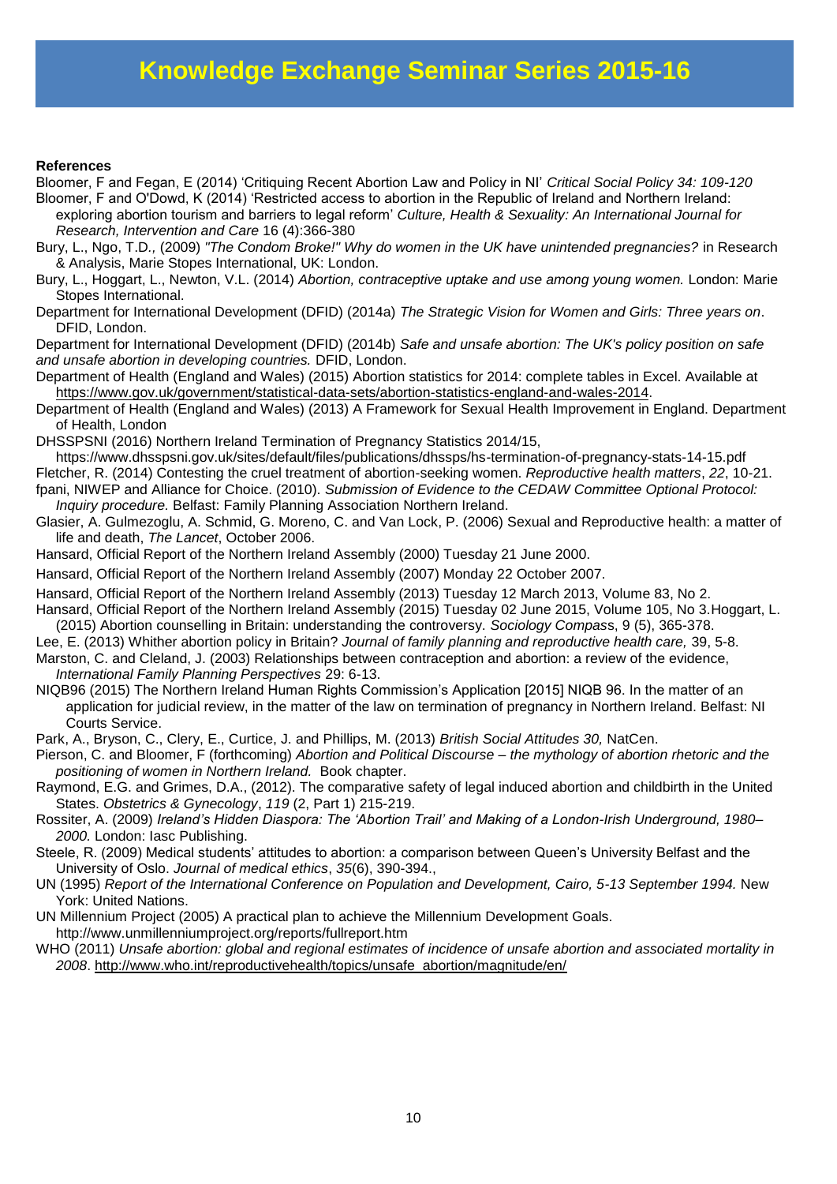**References**

Bloomer, F and Fegan, E (2014) 'Critiquing Recent Abortion Law and Policy in NI' *Critical Social Policy 34: 109-120*

Bloomer, F and O'Dowd, K (2014) 'Restricted access to abortion in the Republic of Ireland and Northern Ireland: exploring abortion tourism and barriers to legal reform' *Culture, Health & Sexuality: An International Journal for Research, Intervention and Care* 16 (4):366-380

Bury, L., Ngo, T.D., (2009) *"The Condom Broke!" Why do women in the UK have unintended pregnancies?* in Research & Analysis, Marie Stopes International, UK: London.

Bury, L., Hoggart, L., Newton, V.L. (2014) *Abortion, contraceptive uptake and use among young women.* London: Marie Stopes International.

Department for International Development (DFID) (2014a) *The Strategic Vision for Women and Girls: Three years on*. DFID, London.

Department for International Development (DFID) (2014b) *Safe and unsafe abortion: The UK's policy position on safe and unsafe abortion in developing countries.* DFID, London.

Department of Health (England and Wales) (2015) Abortion statistics for 2014: complete tables in Excel. Available at https://www.gov.uk/government/statistical-data-sets/abortion-statistics-england-and-wales-2014.

Department of Health (England and Wales) (2013) A Framework for Sexual Health Improvement in England. Department of Health, London

DHSSPSNI (2016) Northern Ireland Termination of Pregnancy Statistics 2014/15, https://www.dhsspsni.gov.uk/sites/default/files/publications/dhssps/hs-termination-of-pregnancy-stats-14-15.pdf

Fletcher, R. (2014) Contesting the cruel treatment of abortion-seeking women. *Reproductive health matters*, *22*, 10-21.

fpani, NIWEP and Alliance for Choice. (2010). *Submission of Evidence to the CEDAW Committee Optional Protocol: Inquiry procedure.* Belfast: Family Planning Association Northern Ireland.

Glasier, A. Gulmezoglu, A. Schmid, G. Moreno, C. and Van Lock, P. (2006) Sexual and Reproductive health: a matter of life and death, *The Lancet*, October 2006.

Hansard, Official Report of the Northern Ireland Assembly (2000) Tuesday 21 June 2000.

Hansard, Official Report of the Northern Ireland Assembly (2007) Monday 22 October 2007.

Hansard, Official Report of the Northern Ireland Assembly (2013) Tuesday 12 March 2013, Volume 83, No 2.

Hansard, Official Report of the Northern Ireland Assembly (2015) Tuesday 02 June 2015, Volume 105, No 3.Hoggart, L. (2015) Abortion counselling in Britain: understanding the controversy. *Sociology Compass*, 9 (5), 365-378.

Lee, E. (2013) Whither abortion policy in Britain? *Journal of family planning and reproductive health care,* 39, 5-8.

Marston, C. and Cleland, J. (2003) Relationships between contraception and abortion: a review of the evidence, *International Family Planning Perspectives* 29: 6-13.

NIQB96 (2015) The Northern Ireland Human Rights Commission's Application [2015] NIQB 96. In the matter of an application for judicial review, in the matter of the law on termination of pregnancy in Northern Ireland. Belfast: NI Courts Service.

Park, A., Bryson, C., Clery, E., Curtice, J. and Phillips, M. (2013) *British Social Attitudes 30,* NatCen.

Pierson, C. and Bloomer, F (forthcoming) *Abortion and Political Discourse – the mythology of abortion rhetoric and the positioning of women in Northern Ireland.* Book chapter.

Raymond, E.G. and Grimes, D.A., (2012). The comparative safety of legal induced abortion and childbirth in the United States. *Obstetrics & Gynecology*, *119* (2, Part 1) 215-219.

Rossiter, A. (2009) *Ireland's Hidden Diaspora: The 'Abortion Trail' and Making of a London-Irish Underground, 1980–2000.* London: Iasc Publishing.

Steele, R. (2009) Medical students' attitudes to abortion: a comparison between Queen's University Belfast and the University of Oslo. *Journal of medical ethics*, *35*(6), 390-394.,

UN (1995) *Report of the International Conference on Population and Development, Cairo, 5-13 September 1994.* New York: United Nations.

UN Millennium Project (2005) A practical plan to achieve the Millennium Development Goals. http://www.unmillenniumproject.org/reports/fullreport.htm

WHO (2011) *Unsafe abortion: global and regional estimates of incidence of unsafe abortion and associated mortality in 2008*. http://www.who.int/reproductivehealth/topics/unsafe_abortion/magnitude/en/